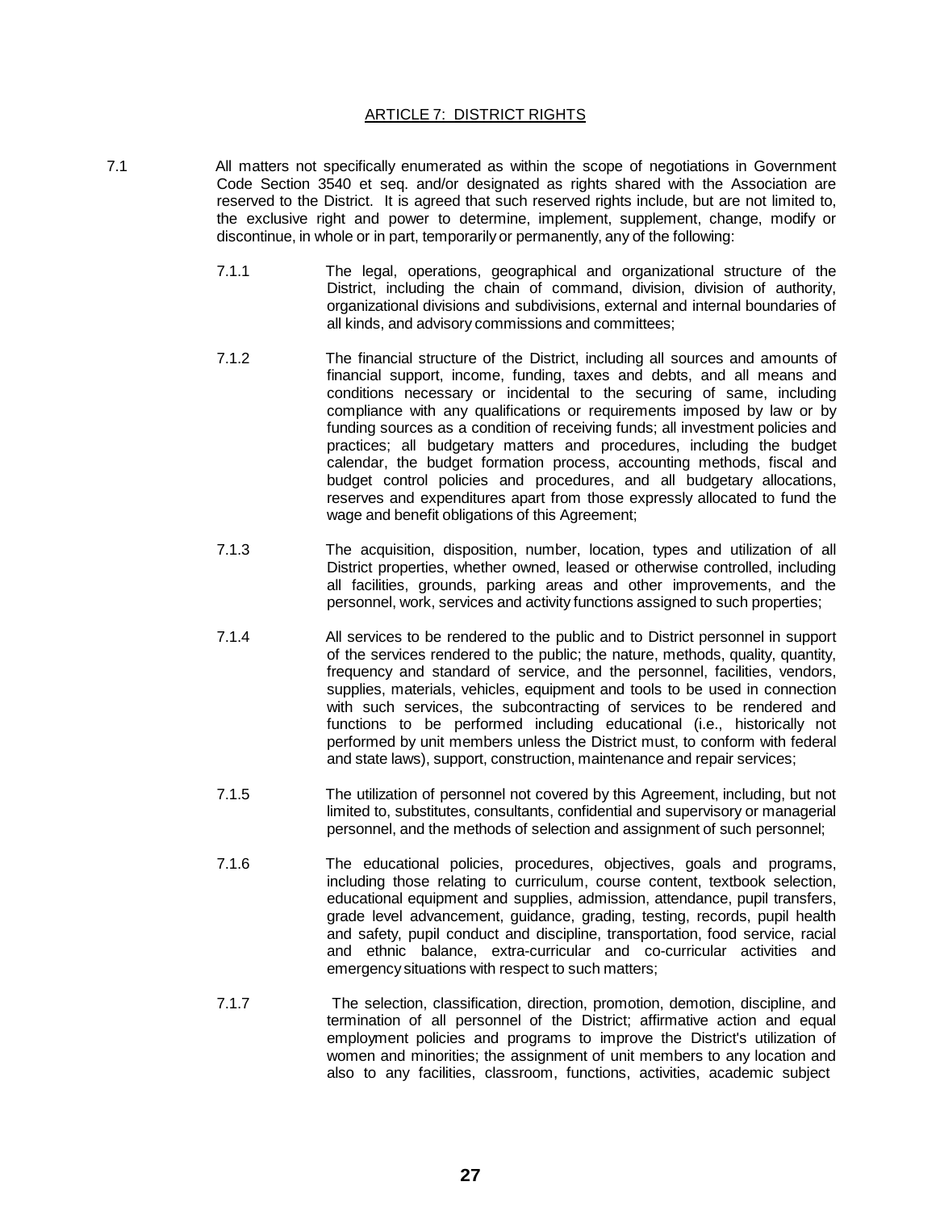## ARTICLE 7: DISTRICT RIGHTS

7.1 All matters not specifically enumerated as within the scope of negotiations in Government Code Section 3540 et seq. and/or designated as rights shared with the Association are reserved to the District. It is agreed that such reserved rights include, but are not limited to, the exclusive right and power to determine, implement, supplement, change, modify or discontinue, in whole or in part, temporarily or permanently, any of the following:

7.1.1 The legal, operations, geographical and organizational structure of the District, including the chain of command, division, division of authority, organizational divisions and subdivisions, external and internal boundaries of all kinds, and advisory commissions and committees;

7.1.2 The financial structure of the District, including all sources and amounts of financial support, income, funding, taxes and debts, and all means and conditions necessary or incidental to the securing of same, including compliance with any qualifications or requirements imposed by law or by funding sources as a condition of receiving funds; all investment policies and practices; all budgetary matters and procedures, including the budget calendar, the budget formation process, accounting methods, fiscal and budget control policies and procedures, and all budgetary allocations, reserves and expenditures apart from those expressly allocated to fund the wage and benefit obligations of this Agreement;

7.1.3 The acquisition, disposition, number, location, types and utilization of all District properties, whether owned, leased or otherwise controlled, including all facilities, grounds, parking areas and other improvements, and the personnel, work, services and activity functions assigned to such properties;

7.1.4 All services to be rendered to the public and to District personnel in support of the services rendered to the public; the nature, methods, quality, quantity, frequency and standard of service, and the personnel, facilities, vendors, supplies, materials, vehicles, equipment and tools to be used in connection with such services, the subcontracting of services to be rendered and functions to be performed including educational (i.e., historically not performed by unit members unless the District must, to conform with federal and state laws), support, construction, maintenance and repair services;

7.1.5 The utilization of personnel not covered by this Agreement, including, but not limited to, substitutes, consultants, confidential and supervisory or managerial personnel, and the methods of selection and assignment of such personnel;

7.1.6 The educational policies, procedures, objectives, goals and programs, including those relating to curriculum, course content, textbook selection, educational equipment and supplies, admission, attendance, pupil transfers, grade level advancement, guidance, grading, testing, records, pupil health and safety, pupil conduct and discipline, transportation, food service, racial and ethnic balance, extra-curricular and co-curricular activities and emergency situations with respect to such matters;

7.1.7 The selection, classification, direction, promotion, demotion, discipline, and termination of all personnel of the District; affirmative action and equal employment policies and programs to improve the District's utilization of women and minorities; the assignment of unit members to any location and also to any facilities, classroom, functions, activities, academic subject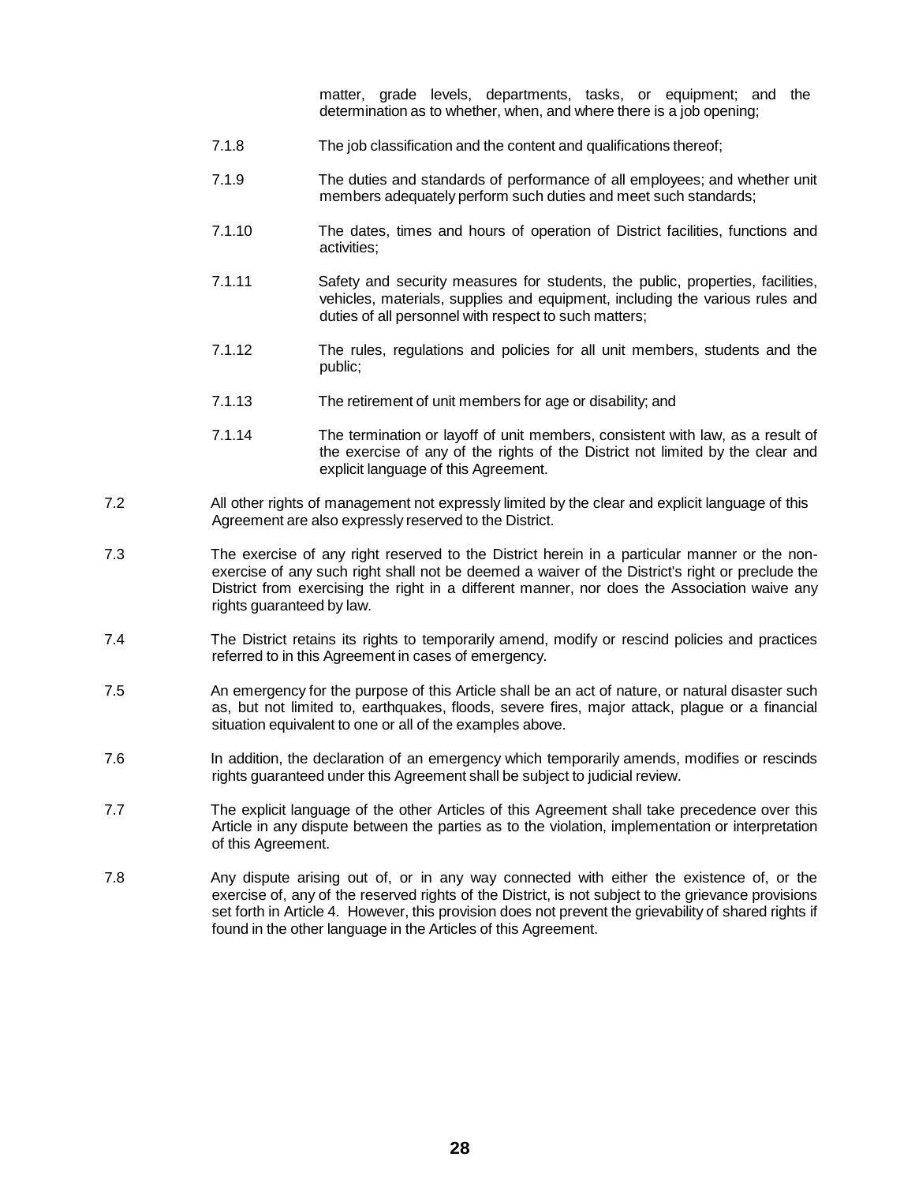matter, grade levels, departments, tasks, or equipment; and the determination as to whether, when, and where there is a job opening;

7.1.8 The job classification and the content and qualifications thereof;

7.1.9 The duties and standards of performance of all employees; and whether unit members adequately perform such duties and meet such standards;

7.1.10 The dates, times and hours of operation of District facilities, functions and activities;

7.1.11 Safety and security measures for students, the public, properties, facilities, vehicles, materials, supplies and equipment, including the various rules and duties of all personnel with respect to such matters;

7.1.12 The rules, regulations and policies for all unit members, students and the public;

7.1.13 The retirement of unit members for age or disability; and

7.1.14 The termination or layoff of unit members, consistent with law, as a result of the exercise of any of the rights of the District not limited by the clear and explicit language of this Agreement.

7.2 All other rights of management not expressly limited by the clear and explicit language of this Agreement are also expressly reserved to the District.

7.3 The exercise of any right reserved to the District herein in a particular manner or the non-exercise of any such right shall not be deemed a waiver of the District's right or preclude the District from exercising the right in a different manner, nor does the Association waive any rights guaranteed by law.

7.4 The District retains its rights to temporarily amend, modify or rescind policies and practices referred to in this Agreement in cases of emergency.

7.5 An emergency for the purpose of this Article shall be an act of nature, or natural disaster such as, but not limited to, earthquakes, floods, severe fires, major attack, plague or a financial situation equivalent to one or all of the examples above.

7.6 In addition, the declaration of an emergency which temporarily amends, modifies or rescinds rights guaranteed under this Agreement shall be subject to judicial review.

7.7 The explicit language of the other Articles of this Agreement shall take precedence over this Article in any dispute between the parties as to the violation, implementation or interpretation of this Agreement.

7.8 Any dispute arising out of, or in any way connected with either the existence of, or the exercise of, any of the reserved rights of the District, is not subject to the grievance provisions set forth in Article 4. However, this provision does not prevent the grievability of shared rights if found in the other language in the Articles of this Agreement.